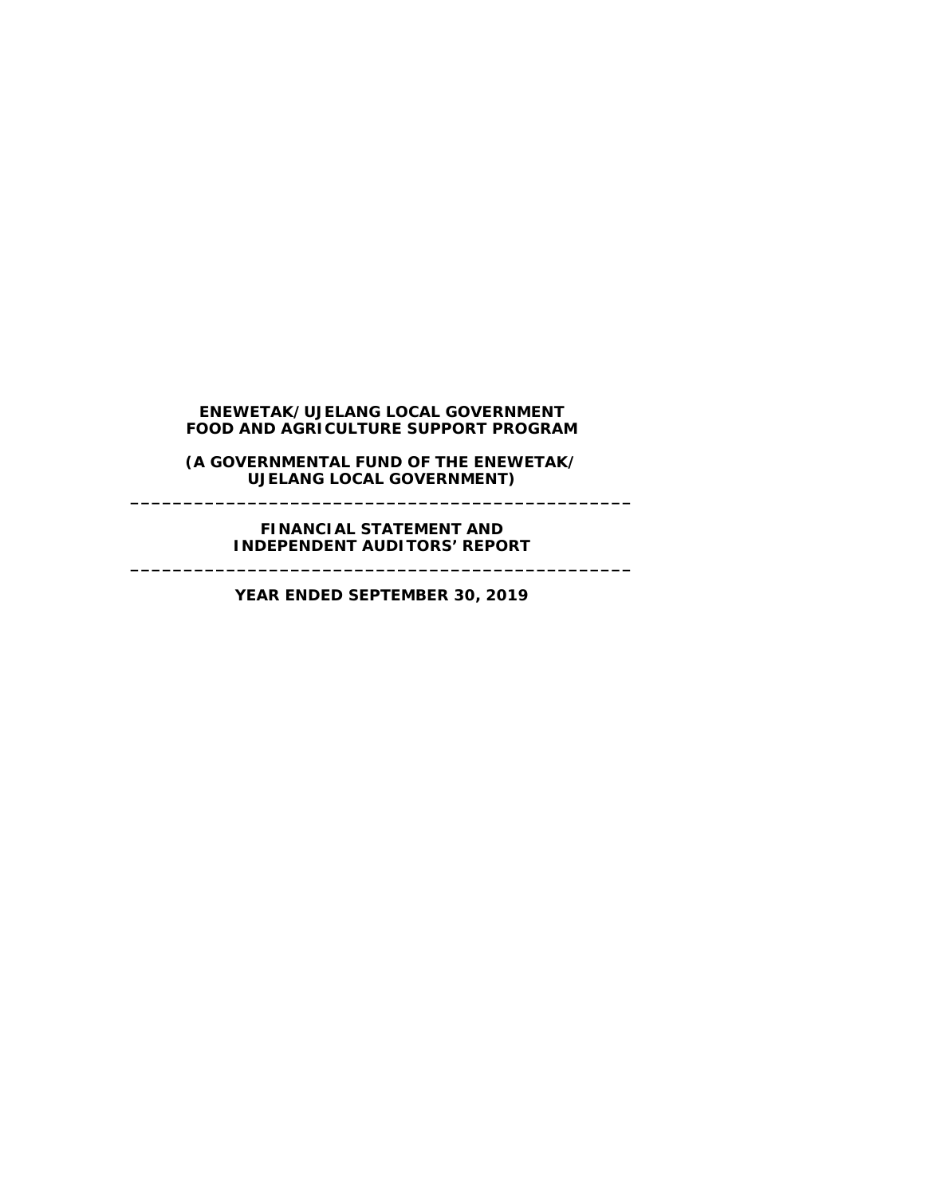**ENEWETAK/UJELANG LOCAL GOVERNMENT**
**FOOD AND AGRICULTURE SUPPORT PROGRAM**

**(A GOVERNMENTAL FUND OF THE ENEWETAK/**
**UJELANG LOCAL GOVERNMENT)**

---

**FINANCIAL STATEMENT AND**
**INDEPENDENT AUDITORS' REPORT**

---

**YEAR ENDED SEPTEMBER 30, 2019**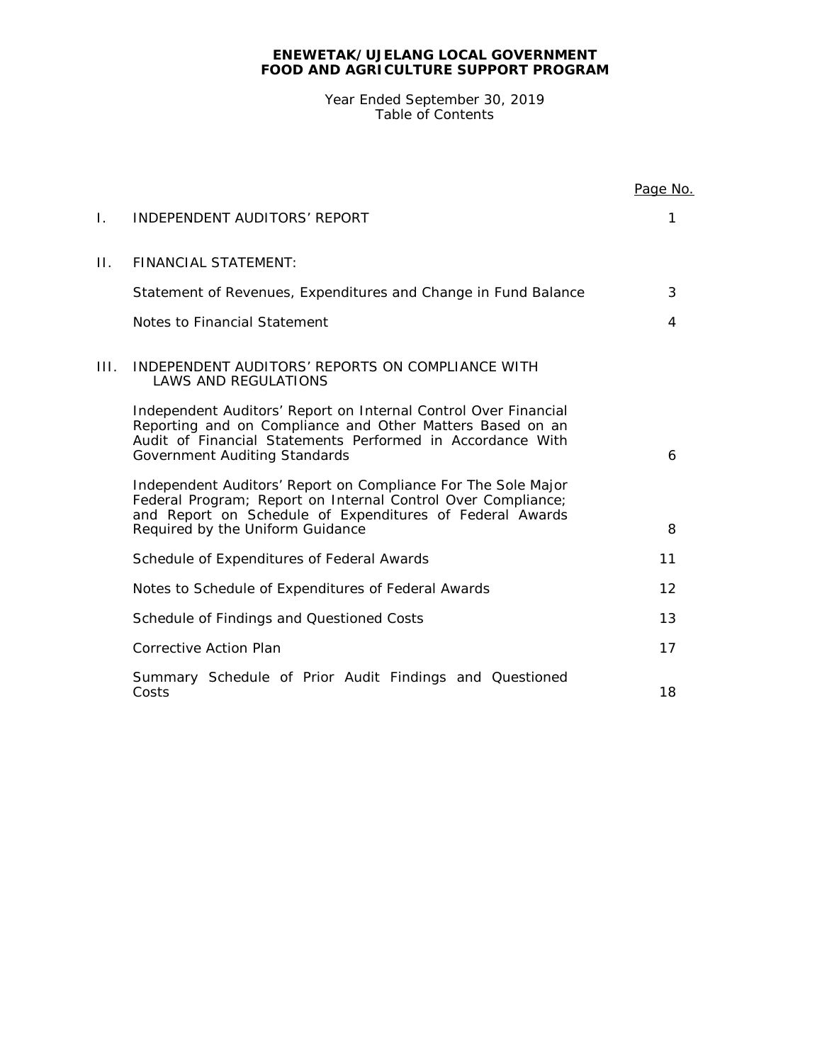**ENEWETAK/UJELANG LOCAL GOVERNMENT**
**FOOD AND AGRICULTURE SUPPORT PROGRAM**

Year Ended September 30, 2019
Table of Contents

| | | Page No. |
|---|---|---|
| I. | INDEPENDENT AUDITORS' REPORT | 1 |
| II. | FINANCIAL STATEMENT: | |
| | Statement of Revenues, Expenditures and Change in Fund Balance | 3 |
| | Notes to Financial Statement | 4 |
| III. | INDEPENDENT AUDITORS' REPORTS ON COMPLIANCE WITH LAWS AND REGULATIONS | |
| | Independent Auditors' Report on Internal Control Over Financial Reporting and on Compliance and Other Matters Based on an Audit of Financial Statements Performed in Accordance With Government Auditing Standards | 6 |
| | Independent Auditors' Report on Compliance For The Sole Major Federal Program; Report on Internal Control Over Compliance; and Report on Schedule of Expenditures of Federal Awards Required by the Uniform Guidance | 8 |
| | Schedule of Expenditures of Federal Awards | 11 |
| | Notes to Schedule of Expenditures of Federal Awards | 12 |
| | Schedule of Findings and Questioned Costs | 13 |
| | Corrective Action Plan | 17 |
| | Summary Schedule of Prior Audit Findings and Questioned Costs | 18 |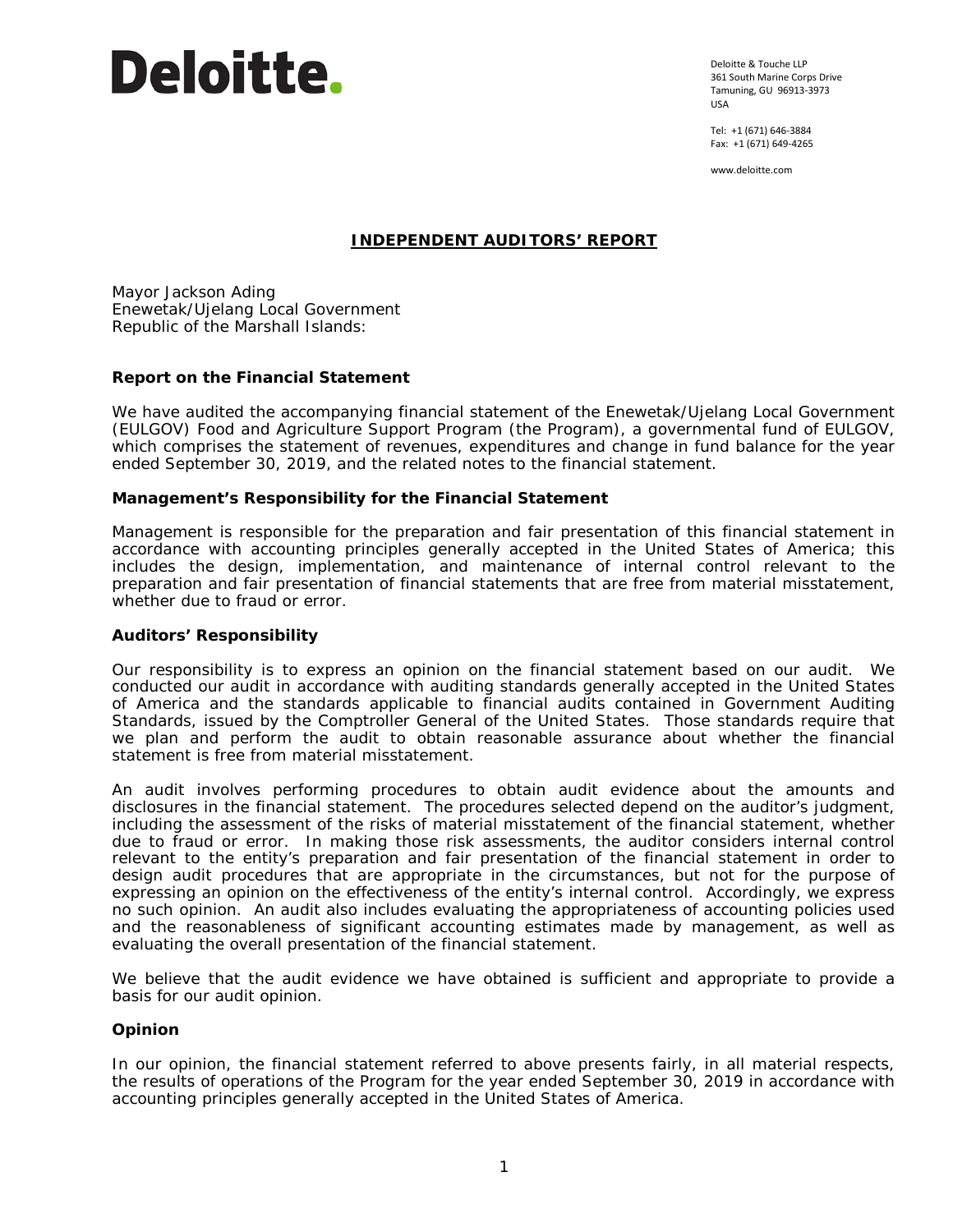Deloitte.

Deloitte & Touche LLP
361 South Marine Corps Drive
Tamuning, GU 96913-3973
USA

Tel: +1 (671) 646-3884
Fax: +1 (671) 649-4265

www.deloitte.com

## INDEPENDENT AUDITORS' REPORT

Mayor Jackson Ading
Enewetak/Ujelang Local Government
Republic of the Marshall Islands:

### Report on the Financial Statement

We have audited the accompanying financial statement of the Enewetak/Ujelang Local Government (EULGOV) Food and Agriculture Support Program (the Program), a governmental fund of EULGOV, which comprises the statement of revenues, expenditures and change in fund balance for the year ended September 30, 2019, and the related notes to the financial statement.

### Management's Responsibility for the Financial Statement

Management is responsible for the preparation and fair presentation of this financial statement in accordance with accounting principles generally accepted in the United States of America; this includes the design, implementation, and maintenance of internal control relevant to the preparation and fair presentation of financial statements that are free from material misstatement, whether due to fraud or error.

### Auditors' Responsibility

Our responsibility is to express an opinion on the financial statement based on our audit. We conducted our audit in accordance with auditing standards generally accepted in the United States of America and the standards applicable to financial audits contained in Government Auditing Standards, issued by the Comptroller General of the United States. Those standards require that we plan and perform the audit to obtain reasonable assurance about whether the financial statement is free from material misstatement.

An audit involves performing procedures to obtain audit evidence about the amounts and disclosures in the financial statement. The procedures selected depend on the auditor's judgment, including the assessment of the risks of material misstatement of the financial statement, whether due to fraud or error. In making those risk assessments, the auditor considers internal control relevant to the entity's preparation and fair presentation of the financial statement in order to design audit procedures that are appropriate in the circumstances, but not for the purpose of expressing an opinion on the effectiveness of the entity's internal control. Accordingly, we express no such opinion. An audit also includes evaluating the appropriateness of accounting policies used and the reasonableness of significant accounting estimates made by management, as well as evaluating the overall presentation of the financial statement.

We believe that the audit evidence we have obtained is sufficient and appropriate to provide a basis for our audit opinion.

### Opinion

In our opinion, the financial statement referred to above presents fairly, in all material respects, the results of operations of the Program for the year ended September 30, 2019 in accordance with accounting principles generally accepted in the United States of America.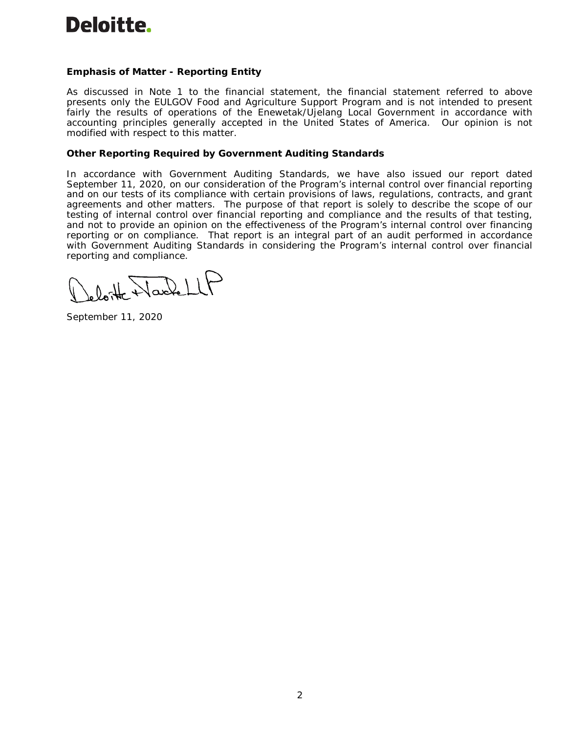**Emphasis of Matter - Reporting Entity**

As discussed in Note 1 to the financial statement, the financial statement referred to above presents only the EULGOV Food and Agriculture Support Program and is not intended to present fairly the results of operations of the Enewetak/Ujelang Local Government in accordance with accounting principles generally accepted in the United States of America. Our opinion is not modified with respect to this matter.

**Other Reporting Required by Government Auditing Standards**

In accordance with Government Auditing Standards, we have also issued our report dated September 11, 2020, on our consideration of the Program's internal control over financial reporting and on our tests of its compliance with certain provisions of laws, regulations, contracts, and grant agreements and other matters. The purpose of that report is solely to describe the scope of our testing of internal control over financial reporting and compliance and the results of that testing, and not to provide an opinion on the effectiveness of the Program's internal control over financing reporting or on compliance. That report is an integral part of an audit performed in accordance with Government Auditing Standards in considering the Program's internal control over financial reporting and compliance.

Deloitte & Touche LLP

September 11, 2020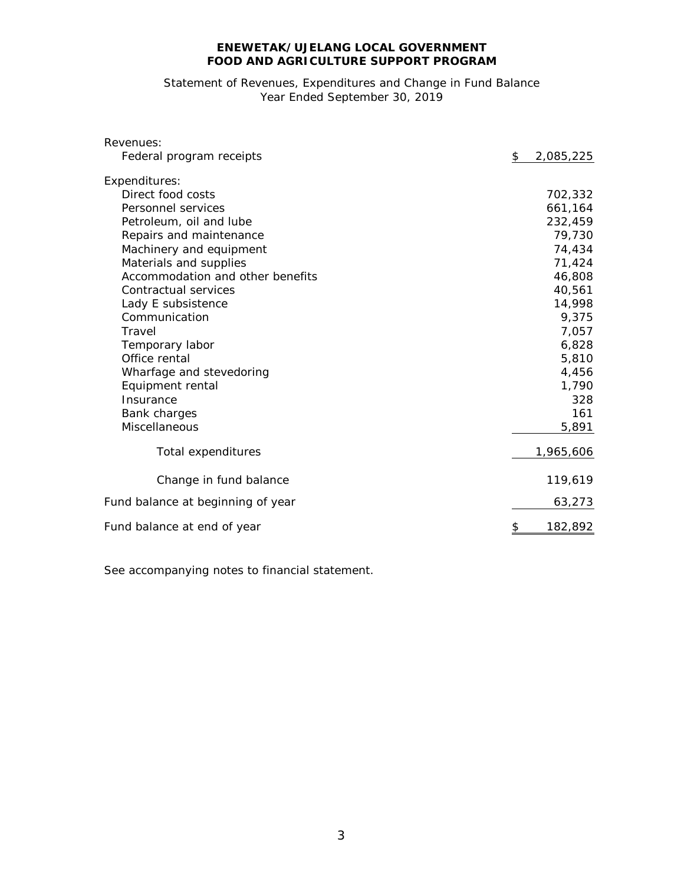# ENEWETAK/UJELANG LOCAL GOVERNMENT
# FOOD AND AGRICULTURE SUPPORT PROGRAM

Statement of Revenues, Expenditures and Change in Fund Balance
Year Ended September 30, 2019

| | |
|---|---|
| Revenues: | |
| Federal program receipts | $ 2,085,225 |
| Expenditures: | |
| Direct food costs | 702,332 |
| Personnel services | 661,164 |
| Petroleum, oil and lube | 232,459 |
| Repairs and maintenance | 79,730 |
| Machinery and equipment | 74,434 |
| Materials and supplies | 71,424 |
| Accommodation and other benefits | 46,808 |
| Contractual services | 40,561 |
| Lady E subsistence | 14,998 |
| Communication | 9,375 |
| Travel | 7,057 |
| Temporary labor | 6,828 |
| Office rental | 5,810 |
| Wharfage and stevedoring | 4,456 |
| Equipment rental | 1,790 |
| Insurance | 328 |
| Bank charges | 161 |
| Miscellaneous | 5,891 |
| Total expenditures | 1,965,606 |
| Change in fund balance | 119,619 |
| Fund balance at beginning of year | 63,273 |
| Fund balance at end of year | $ 182,892 |

See accompanying notes to financial statement.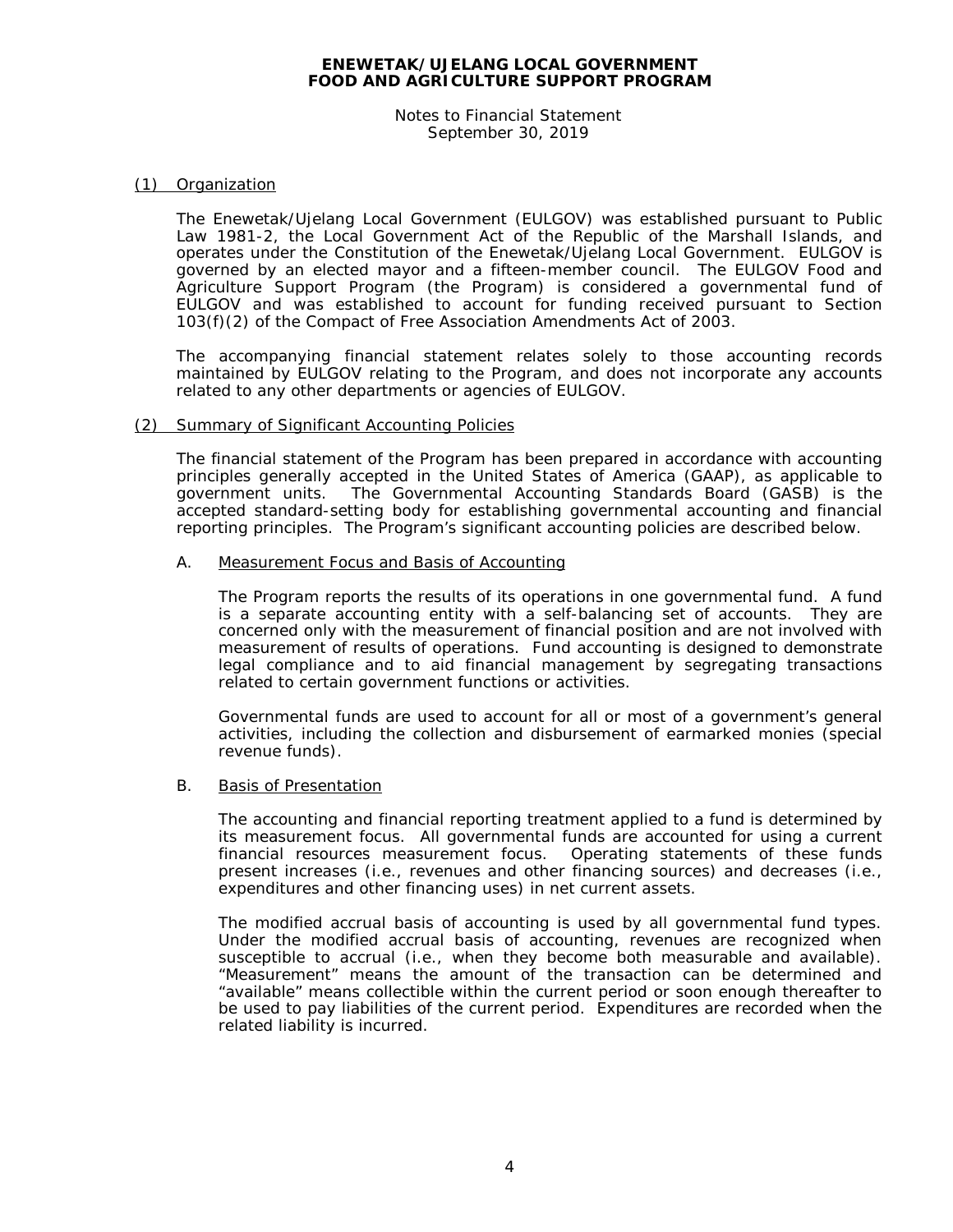# ENEWETAK/UJELANG LOCAL GOVERNMENT
# FOOD AND AGRICULTURE SUPPORT PROGRAM

Notes to Financial Statement
September 30, 2019

## (1) Organization

The Enewetak/Ujelang Local Government (EULGOV) was established pursuant to Public Law 1981-2, the Local Government Act of the Republic of the Marshall Islands, and operates under the Constitution of the Enewetak/Ujelang Local Government. EULGOV is governed by an elected mayor and a fifteen-member council. The EULGOV Food and Agriculture Support Program (the Program) is considered a governmental fund of EULGOV and was established to account for funding received pursuant to Section 103(f)(2) of the Compact of Free Association Amendments Act of 2003.

The accompanying financial statement relates solely to those accounting records maintained by EULGOV relating to the Program, and does not incorporate any accounts related to any other departments or agencies of EULGOV.

## (2) Summary of Significant Accounting Policies

The financial statement of the Program has been prepared in accordance with accounting principles generally accepted in the United States of America (GAAP), as applicable to government units. The Governmental Accounting Standards Board (GASB) is the accepted standard-setting body for establishing governmental accounting and financial reporting principles. The Program's significant accounting policies are described below.

### A. Measurement Focus and Basis of Accounting

The Program reports the results of its operations in one governmental fund. A fund is a separate accounting entity with a self-balancing set of accounts. They are concerned only with the measurement of financial position and are not involved with measurement of results of operations. Fund accounting is designed to demonstrate legal compliance and to aid financial management by segregating transactions related to certain government functions or activities.

Governmental funds are used to account for all or most of a government's general activities, including the collection and disbursement of earmarked monies (special revenue funds).

### B. Basis of Presentation

The accounting and financial reporting treatment applied to a fund is determined by its measurement focus. All governmental funds are accounted for using a current financial resources measurement focus. Operating statements of these funds present increases (i.e., revenues and other financing sources) and decreases (i.e., expenditures and other financing uses) in net current assets.

The modified accrual basis of accounting is used by all governmental fund types. Under the modified accrual basis of accounting, revenues are recognized when susceptible to accrual (i.e., when they become both measurable and available). "Measurement" means the amount of the transaction can be determined and "available" means collectible within the current period or soon enough thereafter to be used to pay liabilities of the current period. Expenditures are recorded when the related liability is incurred.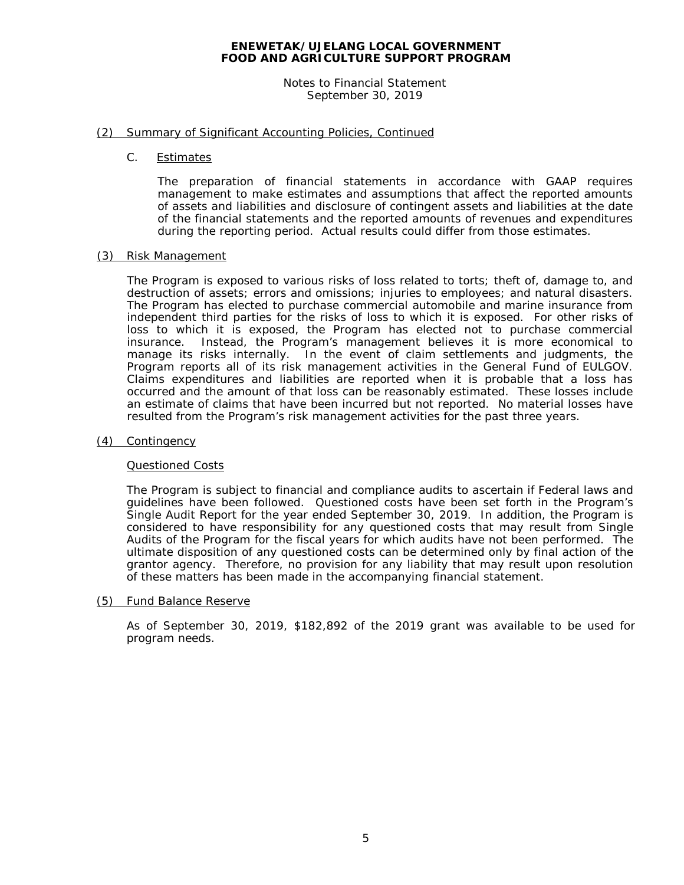**ENEWETAK/UJELANG LOCAL GOVERNMENT**
**FOOD AND AGRICULTURE SUPPORT PROGRAM**

Notes to Financial Statement
September 30, 2019

## (2) Summary of Significant Accounting Policies, Continued

### C. Estimates

The preparation of financial statements in accordance with GAAP requires management to make estimates and assumptions that affect the reported amounts of assets and liabilities and disclosure of contingent assets and liabilities at the date of the financial statements and the reported amounts of revenues and expenditures during the reporting period. Actual results could differ from those estimates.

## (3) Risk Management

The Program is exposed to various risks of loss related to torts; theft of, damage to, and destruction of assets; errors and omissions; injuries to employees; and natural disasters. The Program has elected to purchase commercial automobile and marine insurance from independent third parties for the risks of loss to which it is exposed. For other risks of loss to which it is exposed, the Program has elected not to purchase commercial insurance. Instead, the Program's management believes it is more economical to manage its risks internally. In the event of claim settlements and judgments, the Program reports all of its risk management activities in the General Fund of EULGOV. Claims expenditures and liabilities are reported when it is probable that a loss has occurred and the amount of that loss can be reasonably estimated. These losses include an estimate of claims that have been incurred but not reported. No material losses have resulted from the Program's risk management activities for the past three years.

## (4) Contingency

### Questioned Costs

The Program is subject to financial and compliance audits to ascertain if Federal laws and guidelines have been followed. Questioned costs have been set forth in the Program's Single Audit Report for the year ended September 30, 2019. In addition, the Program is considered to have responsibility for any questioned costs that may result from Single Audits of the Program for the fiscal years for which audits have not been performed. The ultimate disposition of any questioned costs can be determined only by final action of the grantor agency. Therefore, no provision for any liability that may result upon resolution of these matters has been made in the accompanying financial statement.

## (5) Fund Balance Reserve

As of September 30, 2019, $182,892 of the 2019 grant was available to be used for program needs.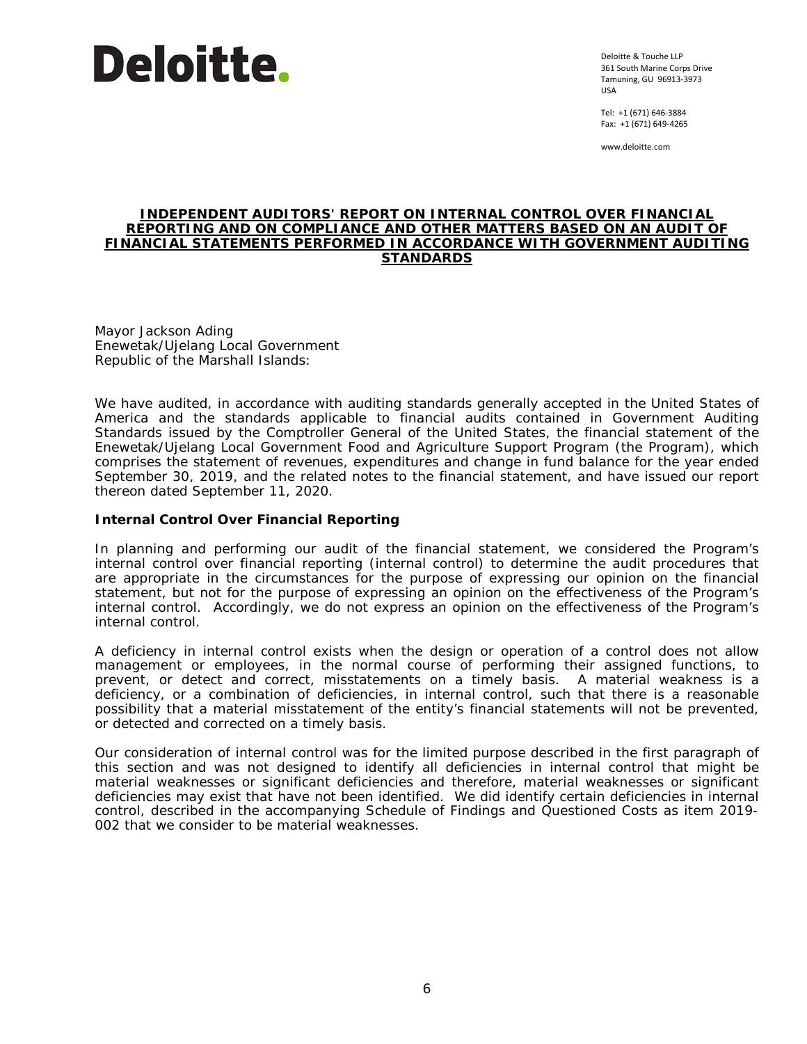Deloitte.

Deloitte & Touche LLP
361 South Marine Corps Drive
Tamuning, GU 96913-3973
USA

Tel: +1 (671) 646-3884
Fax: +1 (671) 649-4265

www.deloitte.com

**INDEPENDENT AUDITORS' REPORT ON INTERNAL CONTROL OVER FINANCIAL REPORTING AND ON COMPLIANCE AND OTHER MATTERS BASED ON AN AUDIT OF FINANCIAL STATEMENTS PERFORMED IN ACCORDANCE WITH GOVERNMENT AUDITING STANDARDS**

Mayor Jackson Ading
Enewetak/Ujelang Local Government
Republic of the Marshall Islands:

We have audited, in accordance with auditing standards generally accepted in the United States of America and the standards applicable to financial audits contained in Government Auditing Standards issued by the Comptroller General of the United States, the financial statement of the Enewetak/Ujelang Local Government Food and Agriculture Support Program (the Program), which comprises the statement of revenues, expenditures and change in fund balance for the year ended September 30, 2019, and the related notes to the financial statement, and have issued our report thereon dated September 11, 2020.

**Internal Control Over Financial Reporting**

In planning and performing our audit of the financial statement, we considered the Program's internal control over financial reporting (internal control) to determine the audit procedures that are appropriate in the circumstances for the purpose of expressing our opinion on the financial statement, but not for the purpose of expressing an opinion on the effectiveness of the Program's internal control. Accordingly, we do not express an opinion on the effectiveness of the Program's internal control.

A deficiency in internal control exists when the design or operation of a control does not allow management or employees, in the normal course of performing their assigned functions, to prevent, or detect and correct, misstatements on a timely basis. A material weakness is a deficiency, or a combination of deficiencies, in internal control, such that there is a reasonable possibility that a material misstatement of the entity's financial statements will not be prevented, or detected and corrected on a timely basis.

Our consideration of internal control was for the limited purpose described in the first paragraph of this section and was not designed to identify all deficiencies in internal control that might be material weaknesses or significant deficiencies and therefore, material weaknesses or significant deficiencies may exist that have not been identified. We did identify certain deficiencies in internal control, described in the accompanying Schedule of Findings and Questioned Costs as item 2019-002 that we consider to be material weaknesses.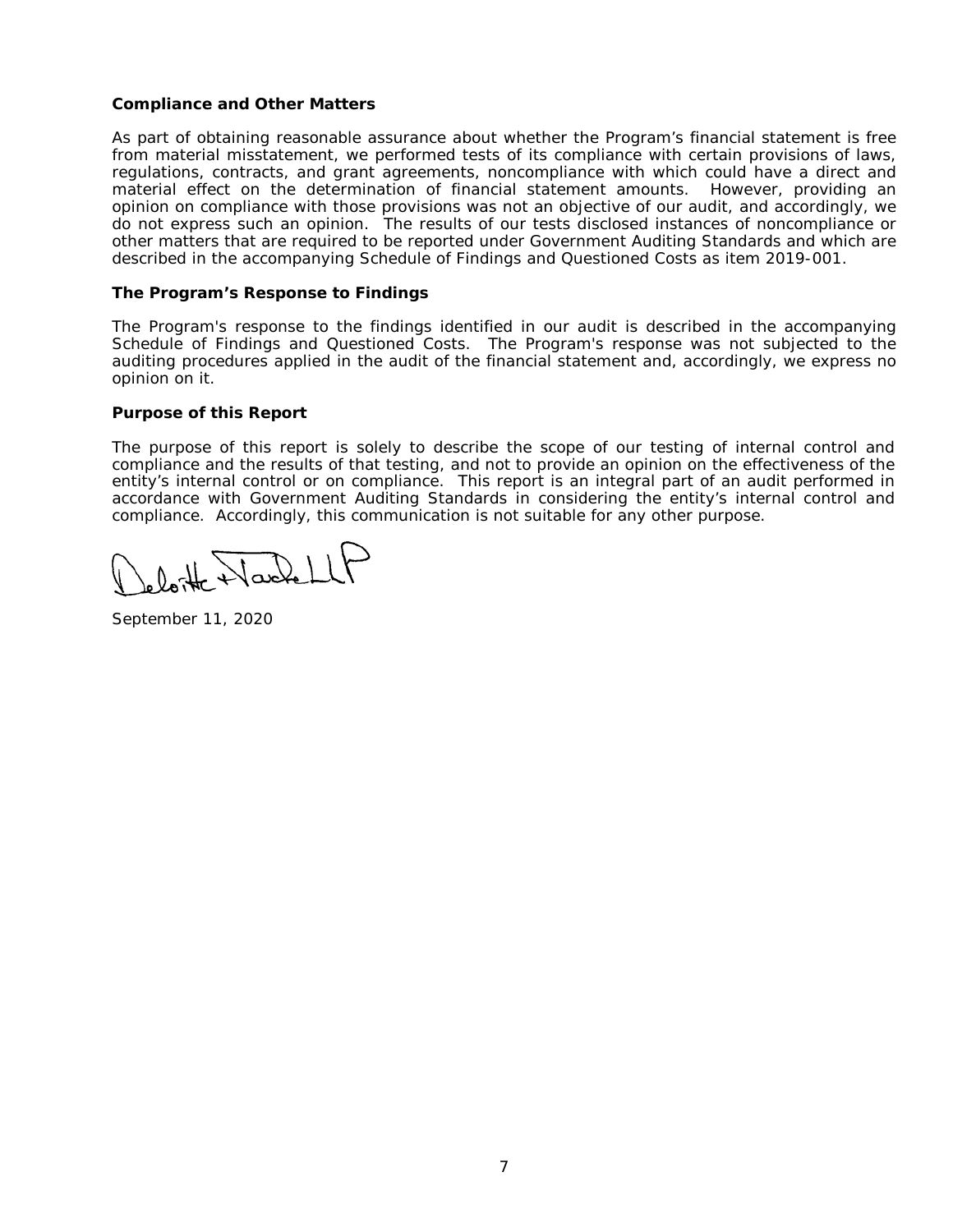### Compliance and Other Matters

As part of obtaining reasonable assurance about whether the Program's financial statement is free from material misstatement, we performed tests of its compliance with certain provisions of laws, regulations, contracts, and grant agreements, noncompliance with which could have a direct and material effect on the determination of financial statement amounts. However, providing an opinion on compliance with those provisions was not an objective of our audit, and accordingly, we do not express such an opinion. The results of our tests disclosed instances of noncompliance or other matters that are required to be reported under Government Auditing Standards and which are described in the accompanying Schedule of Findings and Questioned Costs as item 2019-001.

### The Program's Response to Findings

The Program's response to the findings identified in our audit is described in the accompanying Schedule of Findings and Questioned Costs. The Program's response was not subjected to the auditing procedures applied in the audit of the financial statement and, accordingly, we express no opinion on it.

### Purpose of this Report

The purpose of this report is solely to describe the scope of our testing of internal control and compliance and the results of that testing, and not to provide an opinion on the effectiveness of the entity's internal control or on compliance. This report is an integral part of an audit performed in accordance with Government Auditing Standards in considering the entity's internal control and compliance. Accordingly, this communication is not suitable for any other purpose.

Deloitte & Touche LLP

September 11, 2020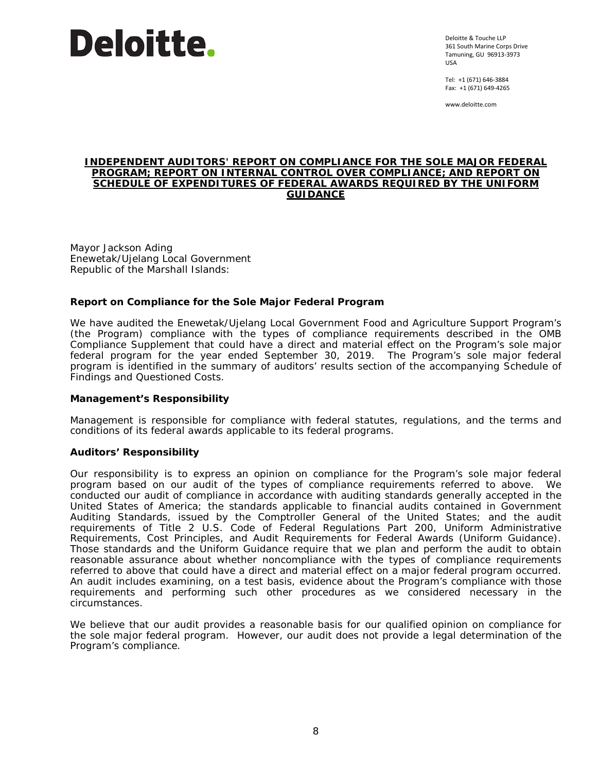Deloitte.

Deloitte & Touche LLP
361 South Marine Corps Drive
Tamuning, GU 96913-3973
USA

Tel: +1 (671) 646-3884
Fax: +1 (671) 649-4265

www.deloitte.com

# INDEPENDENT AUDITORS' REPORT ON COMPLIANCE FOR THE SOLE MAJOR FEDERAL PROGRAM; REPORT ON INTERNAL CONTROL OVER COMPLIANCE; AND REPORT ON SCHEDULE OF EXPENDITURES OF FEDERAL AWARDS REQUIRED BY THE UNIFORM GUIDANCE

Mayor Jackson Ading
Enewetak/Ujelang Local Government
Republic of the Marshall Islands:

## Report on Compliance for the Sole Major Federal Program

We have audited the Enewetak/Ujelang Local Government Food and Agriculture Support Program's (the Program) compliance with the types of compliance requirements described in the OMB Compliance Supplement that could have a direct and material effect on the Program's sole major federal program for the year ended September 30, 2019. The Program's sole major federal program is identified in the summary of auditors' results section of the accompanying Schedule of Findings and Questioned Costs.

### Management's Responsibility

Management is responsible for compliance with federal statutes, regulations, and the terms and conditions of its federal awards applicable to its federal programs.

### Auditors' Responsibility

Our responsibility is to express an opinion on compliance for the Program's sole major federal program based on our audit of the types of compliance requirements referred to above. We conducted our audit of compliance in accordance with auditing standards generally accepted in the United States of America; the standards applicable to financial audits contained in Government Auditing Standards, issued by the Comptroller General of the United States; and the audit requirements of Title 2 U.S. Code of Federal Regulations Part 200, Uniform Administrative Requirements, Cost Principles, and Audit Requirements for Federal Awards (Uniform Guidance). Those standards and the Uniform Guidance require that we plan and perform the audit to obtain reasonable assurance about whether noncompliance with the types of compliance requirements referred to above that could have a direct and material effect on a major federal program occurred. An audit includes examining, on a test basis, evidence about the Program's compliance with those requirements and performing such other procedures as we considered necessary in the circumstances.

We believe that our audit provides a reasonable basis for our qualified opinion on compliance for the sole major federal program. However, our audit does not provide a legal determination of the Program's compliance.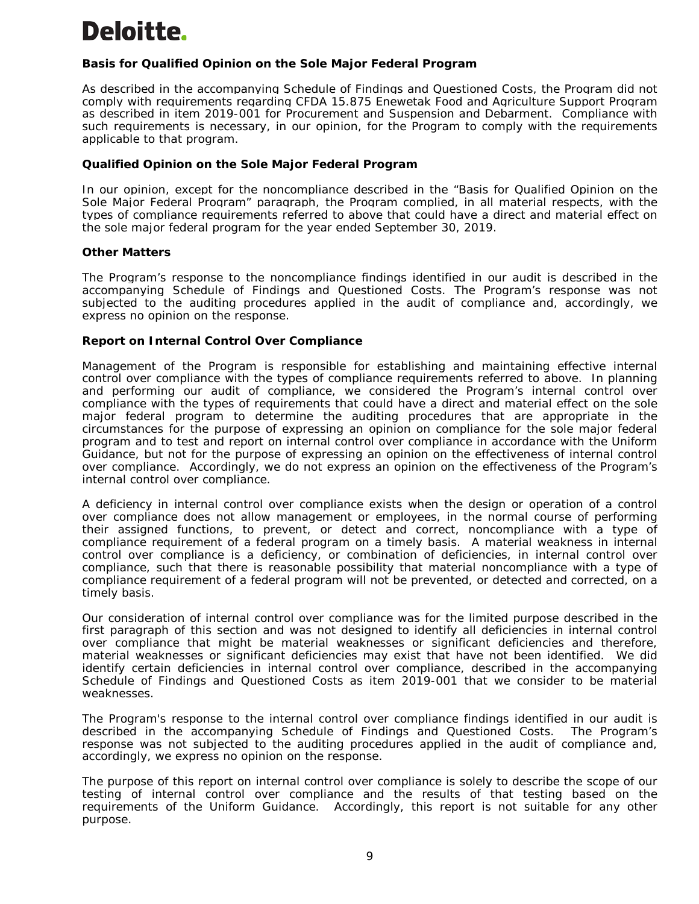**Basis for Qualified Opinion on the Sole Major Federal Program**

As described in the accompanying Schedule of Findings and Questioned Costs, the Program did not comply with requirements regarding CFDA 15.875 Enewetak Food and Agriculture Support Program as described in item 2019-001 for Procurement and Suspension and Debarment. Compliance with such requirements is necessary, in our opinion, for the Program to comply with the requirements applicable to that program.

**Qualified Opinion on the Sole Major Federal Program**

In our opinion, except for the noncompliance described in the "Basis for Qualified Opinion on the Sole Major Federal Program" paragraph, the Program complied, in all material respects, with the types of compliance requirements referred to above that could have a direct and material effect on the sole major federal program for the year ended September 30, 2019.

**Other Matters**

The Program's response to the noncompliance findings identified in our audit is described in the accompanying Schedule of Findings and Questioned Costs. The Program's response was not subjected to the auditing procedures applied in the audit of compliance and, accordingly, we express no opinion on the response.

**Report on Internal Control Over Compliance**

Management of the Program is responsible for establishing and maintaining effective internal control over compliance with the types of compliance requirements referred to above. In planning and performing our audit of compliance, we considered the Program's internal control over compliance with the types of requirements that could have a direct and material effect on the sole major federal program to determine the auditing procedures that are appropriate in the circumstances for the purpose of expressing an opinion on compliance for the sole major federal program and to test and report on internal control over compliance in accordance with the Uniform Guidance, but not for the purpose of expressing an opinion on the effectiveness of internal control over compliance. Accordingly, we do not express an opinion on the effectiveness of the Program's internal control over compliance.

A deficiency in internal control over compliance exists when the design or operation of a control over compliance does not allow management or employees, in the normal course of performing their assigned functions, to prevent, or detect and correct, noncompliance with a type of compliance requirement of a federal program on a timely basis. A material weakness in internal control over compliance is a deficiency, or combination of deficiencies, in internal control over compliance, such that there is reasonable possibility that material noncompliance with a type of compliance requirement of a federal program will not be prevented, or detected and corrected, on a timely basis.

Our consideration of internal control over compliance was for the limited purpose described in the first paragraph of this section and was not designed to identify all deficiencies in internal control over compliance that might be material weaknesses or significant deficiencies and therefore, material weaknesses or significant deficiencies may exist that have not been identified. We did identify certain deficiencies in internal control over compliance, described in the accompanying Schedule of Findings and Questioned Costs as item 2019-001 that we consider to be material weaknesses.

The Program's response to the internal control over compliance findings identified in our audit is described in the accompanying Schedule of Findings and Questioned Costs. The Program's response was not subjected to the auditing procedures applied in the audit of compliance and, accordingly, we express no opinion on the response.

The purpose of this report on internal control over compliance is solely to describe the scope of our testing of internal control over compliance and the results of that testing based on the requirements of the Uniform Guidance. Accordingly, this report is not suitable for any other purpose.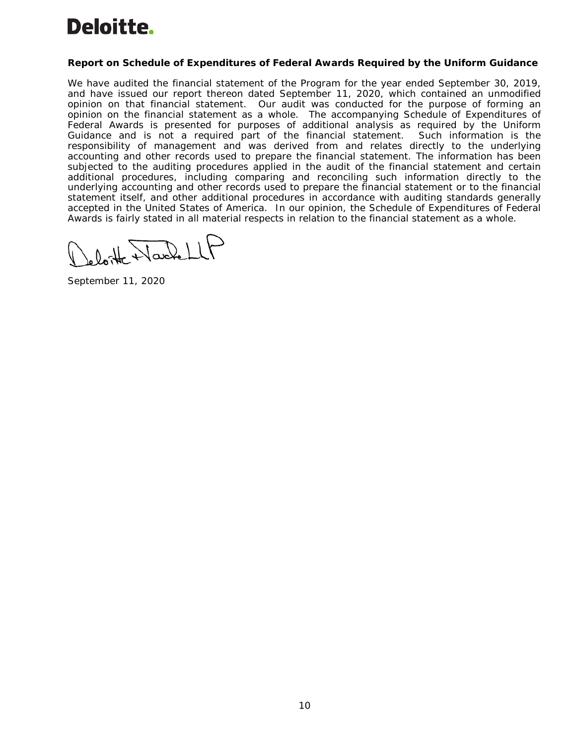**Deloitte.**

**Report on Schedule of Expenditures of Federal Awards Required by the Uniform Guidance**

We have audited the financial statement of the Program for the year ended September 30, 2019, and have issued our report thereon dated September 11, 2020, which contained an unmodified opinion on that financial statement. Our audit was conducted for the purpose of forming an opinion on the financial statement as a whole. The accompanying Schedule of Expenditures of Federal Awards is presented for purposes of additional analysis as required by the Uniform Guidance and is not a required part of the financial statement. Such information is the responsibility of management and was derived from and relates directly to the underlying accounting and other records used to prepare the financial statement. The information has been subjected to the auditing procedures applied in the audit of the financial statement and certain additional procedures, including comparing and reconciling such information directly to the underlying accounting and other records used to prepare the financial statement or to the financial statement itself, and other additional procedures in accordance with auditing standards generally accepted in the United States of America. In our opinion, the Schedule of Expenditures of Federal Awards is fairly stated in all material respects in relation to the financial statement as a whole.

Deloitte & Touche LLP

September 11, 2020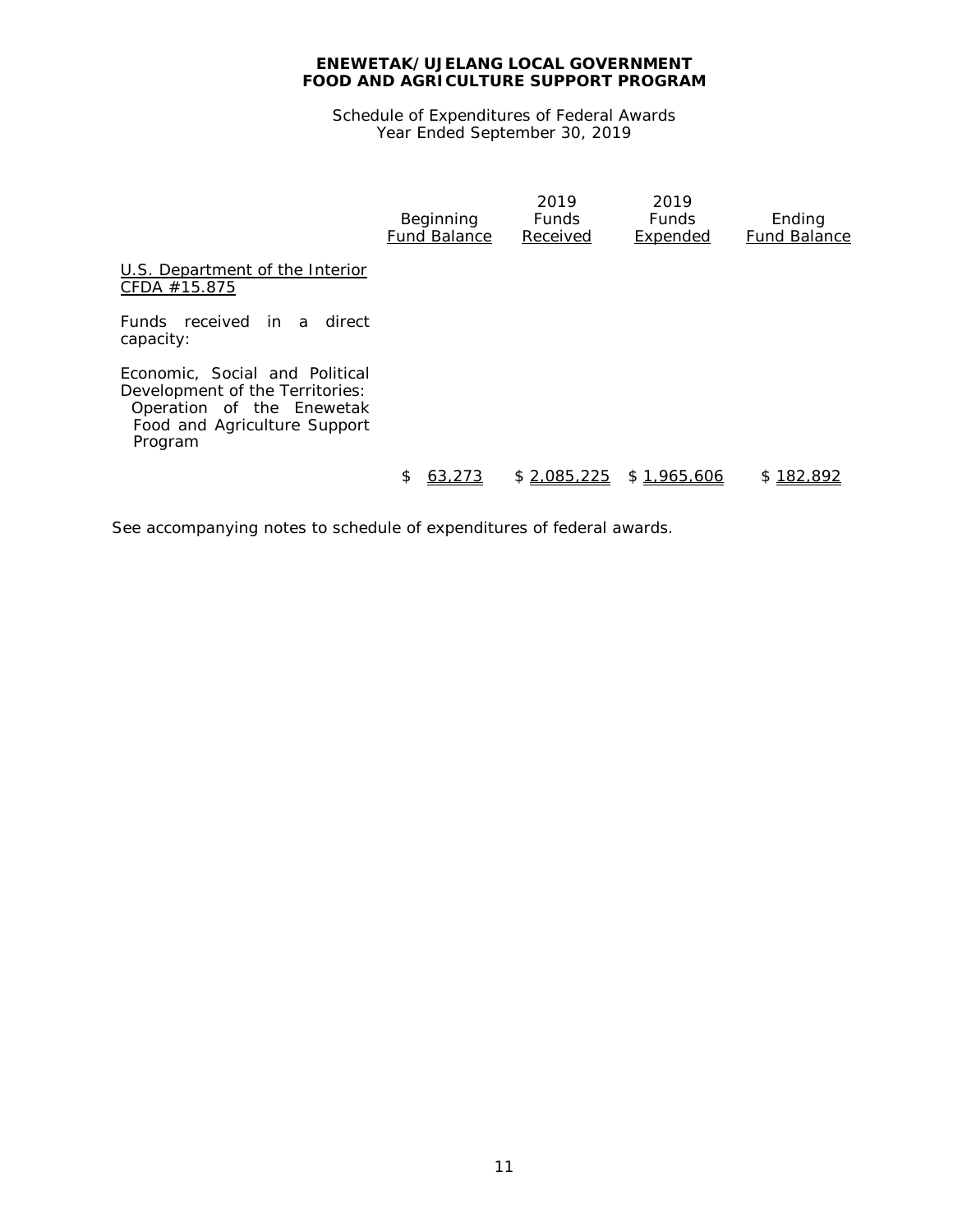**ENEWETAK/UJELANG LOCAL GOVERNMENT**
**FOOD AND AGRICULTURE SUPPORT PROGRAM**

Schedule of Expenditures of Federal Awards
Year Ended September 30, 2019

| | Beginning Fund Balance | 2019 Funds Received | 2019 Funds Expended | Ending Fund Balance |
|---|---|---|---|---|
| U.S. Department of the Interior CFDA #15.875 | | | | |
| Funds received in a direct capacity: | | | | |
| Economic, Social and Political Development of the Territories: Operation of the Enewetak Food and Agriculture Support Program | $ 63,273 | $ 2,085,225 | $ 1,965,606 | $ 182,892 |

See accompanying notes to schedule of expenditures of federal awards.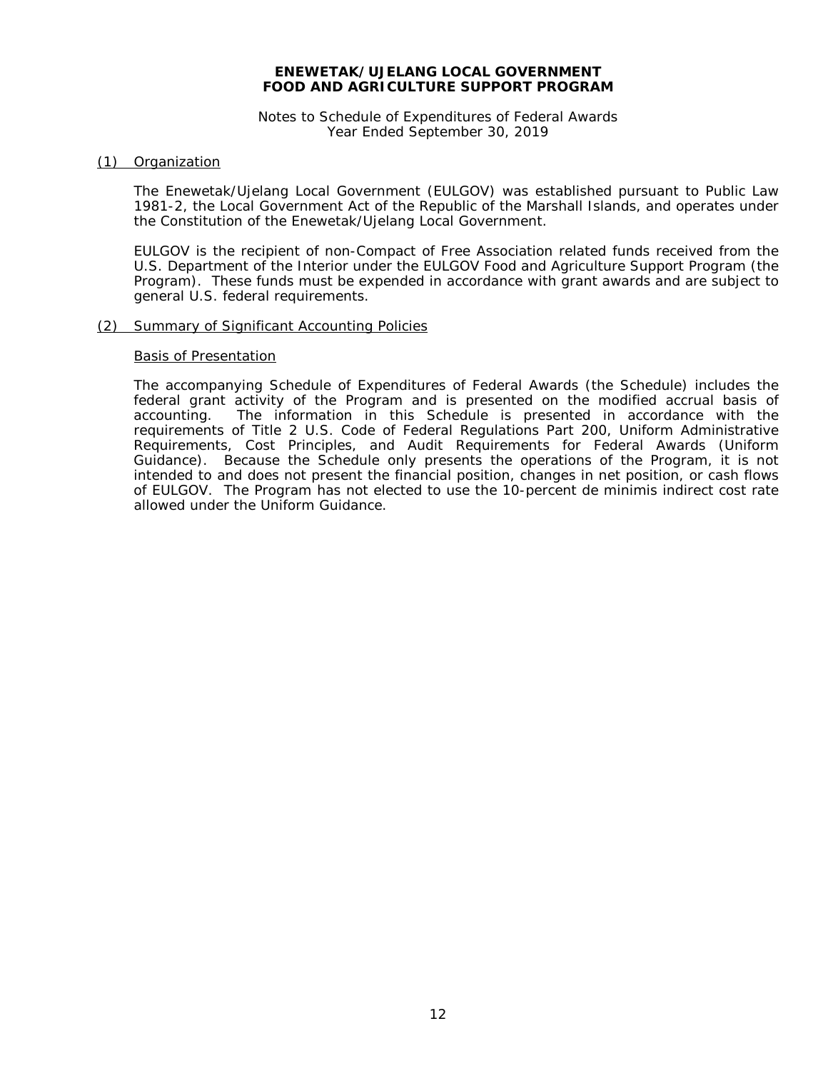**ENEWETAK/UJELANG LOCAL GOVERNMENT**
**FOOD AND AGRICULTURE SUPPORT PROGRAM**

Notes to Schedule of Expenditures of Federal Awards
Year Ended September 30, 2019

## (1) Organization

The Enewetak/Ujelang Local Government (EULGOV) was established pursuant to Public Law 1981-2, the Local Government Act of the Republic of the Marshall Islands, and operates under the Constitution of the Enewetak/Ujelang Local Government.

EULGOV is the recipient of non-Compact of Free Association related funds received from the U.S. Department of the Interior under the EULGOV Food and Agriculture Support Program (the Program). These funds must be expended in accordance with grant awards and are subject to general U.S. federal requirements.

## (2) Summary of Significant Accounting Policies

### Basis of Presentation

The accompanying Schedule of Expenditures of Federal Awards (the Schedule) includes the federal grant activity of the Program and is presented on the modified accrual basis of accounting. The information in this Schedule is presented in accordance with the requirements of Title 2 U.S. Code of Federal Regulations Part 200, Uniform Administrative Requirements, Cost Principles, and Audit Requirements for Federal Awards (Uniform Guidance). Because the Schedule only presents the operations of the Program, it is not intended to and does not present the financial position, changes in net position, or cash flows of EULGOV. The Program has not elected to use the 10-percent de minimis indirect cost rate allowed under the Uniform Guidance.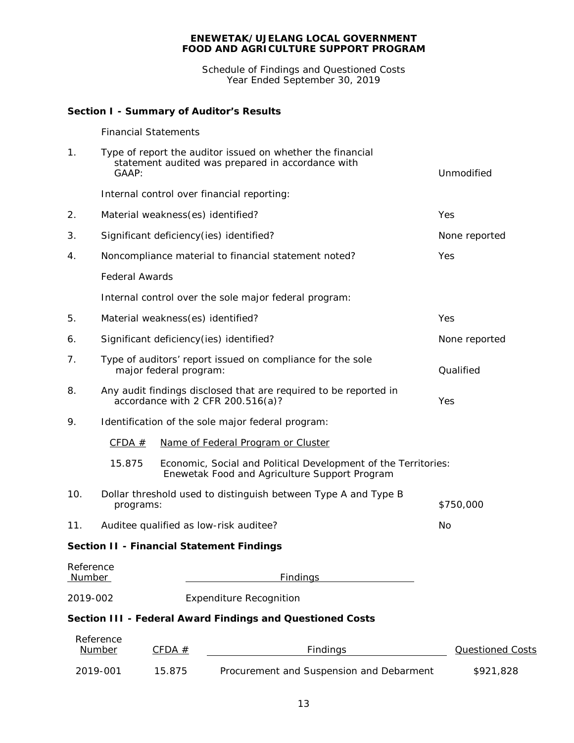**ENEWETAK/UJELANG LOCAL GOVERNMENT**
**FOOD AND AGRICULTURE SUPPORT PROGRAM**

Schedule of Findings and Questioned Costs
Year Ended September 30, 2019

## Section I - Summary of Auditor's Results

Financial Statements

| | | |
|---|---|---|
| 1. | Type of report the auditor issued on whether the financial statement audited was prepared in accordance with GAAP: | Unmodified |
| | Internal control over financial reporting: | |
| 2. | Material weakness(es) identified? | Yes |
| 3. | Significant deficiency(ies) identified? | None reported |
| 4. | Noncompliance material to financial statement noted? | Yes |
| | Federal Awards | |
| | Internal control over the sole major federal program: | |
| 5. | Material weakness(es) identified? | Yes |
| 6. | Significant deficiency(ies) identified? | None reported |
| 7. | Type of auditors' report issued on compliance for the sole major federal program: | Qualified |
| 8. | Any audit findings disclosed that are required to be reported in accordance with 2 CFR 200.516(a)? | Yes |
| 9. | Identification of the sole major federal program: | |

| CFDA # | Name of Federal Program or Cluster |
|---|---|
| 15.875 | Economic, Social and Political Development of the Territories: Enewetak Food and Agriculture Support Program |

| | | |
|---|---|---|
| 10. | Dollar threshold used to distinguish between Type A and Type B programs: | $750,000 |
| 11. | Auditee qualified as low-risk auditee? | No |

## Section II - Financial Statement Findings

| Reference Number | Findings |
|---|---|
| 2019-002 | Expenditure Recognition |

## Section III - Federal Award Findings and Questioned Costs

| Reference Number | CFDA # | Findings | Questioned Costs |
|---|---|---|---|
| 2019-001 | 15.875 | Procurement and Suspension and Debarment | $921,828 |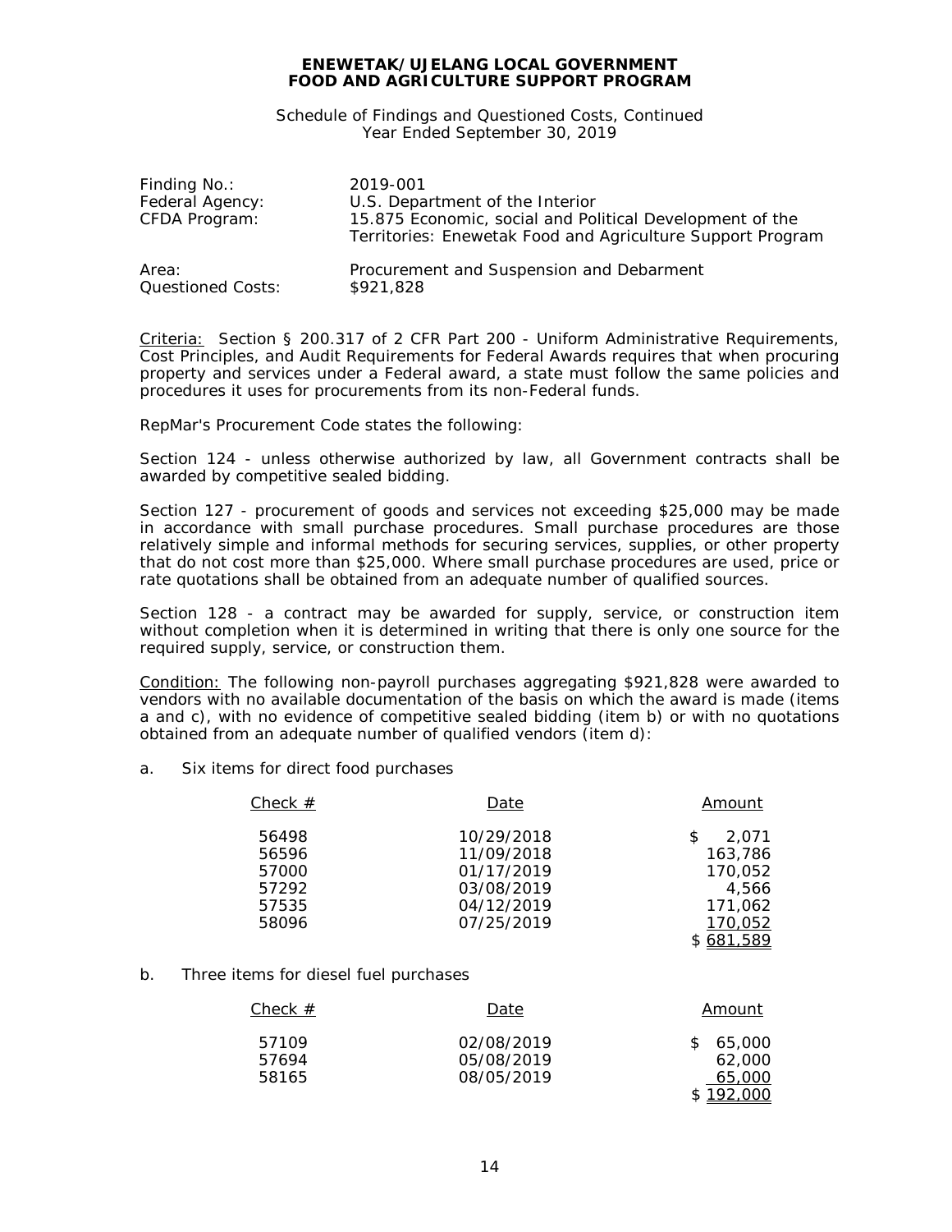# ENEWETAK/UJELANG LOCAL GOVERNMENT
# FOOD AND AGRICULTURE SUPPORT PROGRAM

Schedule of Findings and Questioned Costs, Continued
Year Ended September 30, 2019

| | |
|---|---|
| Finding No.: | 2019-001 |
| Federal Agency: | U.S. Department of the Interior |
| CFDA Program: | 15.875 Economic, social and Political Development of the Territories: Enewetak Food and Agriculture Support Program |
| Area: | Procurement and Suspension and Debarment |
| Questioned Costs: | \$921,828 |

Criteria: Section § 200.317 of 2 CFR Part 200 - Uniform Administrative Requirements, Cost Principles, and Audit Requirements for Federal Awards requires that when procuring property and services under a Federal award, a state must follow the same policies and procedures it uses for procurements from its non-Federal funds.

RepMar's Procurement Code states the following:

Section 124 - unless otherwise authorized by law, all Government contracts shall be awarded by competitive sealed bidding.

Section 127 - procurement of goods and services not exceeding \$25,000 may be made in accordance with small purchase procedures. Small purchase procedures are those relatively simple and informal methods for securing services, supplies, or other property that do not cost more than \$25,000. Where small purchase procedures are used, price or rate quotations shall be obtained from an adequate number of qualified sources.

Section 128 - a contract may be awarded for supply, service, or construction item without completion when it is determined in writing that there is only one source for the required supply, service, or construction them.

Condition: The following non-payroll purchases aggregating \$921,828 were awarded to vendors with no available documentation of the basis on which the award is made (items a and c), with no evidence of competitive sealed bidding (item b) or with no quotations obtained from an adequate number of qualified vendors (item d):

a. Six items for direct food purchases

| Check # | Date | Amount |
|---|---|---|
| 56498 | 10/29/2018 | \$ 2,071 |
| 56596 | 11/09/2018 | 163,786 |
| 57000 | 01/17/2019 | 170,052 |
| 57292 | 03/08/2019 | 4,566 |
| 57535 | 04/12/2019 | 171,062 |
| 58096 | 07/25/2019 | 170,052 |
| | | \$ 681,589 |

b. Three items for diesel fuel purchases

| Check # | Date | Amount |
|---|---|---|
| 57109 | 02/08/2019 | \$ 65,000 |
| 57694 | 05/08/2019 | 62,000 |
| 58165 | 08/05/2019 | 65,000 |
| | | \$ 192,000 |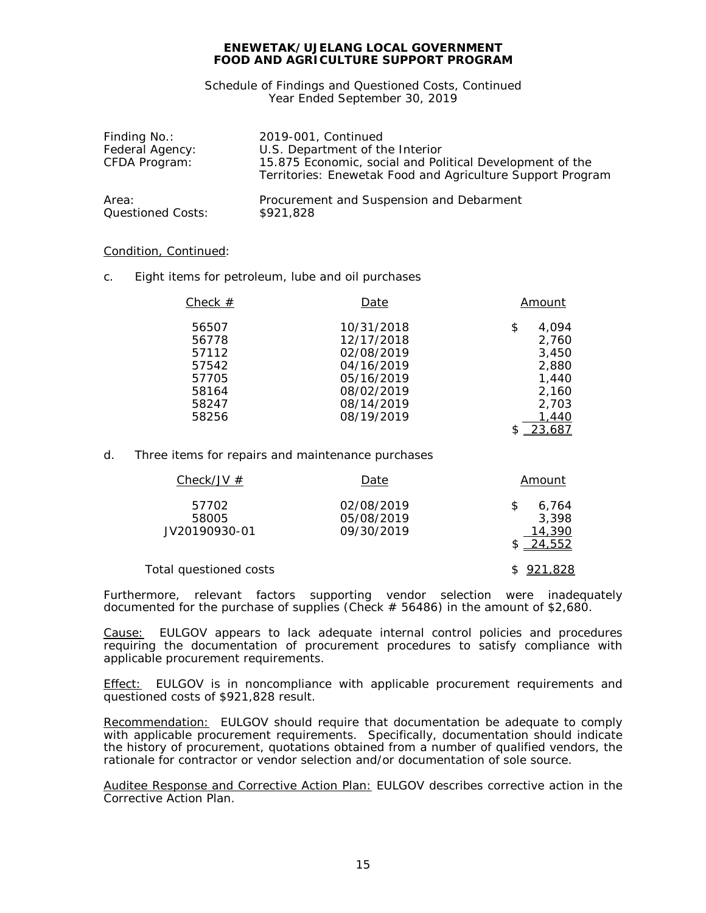**ENEWETAK/UJELANG LOCAL GOVERNMENT**
**FOOD AND AGRICULTURE SUPPORT PROGRAM**

Schedule of Findings and Questioned Costs, Continued
Year Ended September 30, 2019

| | |
|---|---|
| Finding No.: | 2019-001, Continued |
| Federal Agency: | U.S. Department of the Interior |
| CFDA Program: | 15.875 Economic, social and Political Development of the Territories: Enewetak Food and Agriculture Support Program |
| Area: | Procurement and Suspension and Debarment |
| Questioned Costs: | $921,828 |

Condition, Continued:

c. Eight items for petroleum, lube and oil purchases

| Check # | Date | Amount |
|---|---|---|
| 56507 | 10/31/2018 | $ 4,094 |
| 56778 | 12/17/2018 | 2,760 |
| 57112 | 02/08/2019 | 3,450 |
| 57542 | 04/16/2019 | 2,880 |
| 57705 | 05/16/2019 | 1,440 |
| 58164 | 08/02/2019 | 2,160 |
| 58247 | 08/14/2019 | 2,703 |
| 58256 | 08/19/2019 | 1,440 |
| | | $ 23,687 |

d. Three items for repairs and maintenance purchases

| Check/JV # | Date | Amount |
|---|---|---|
| 57702 | 02/08/2019 | $ 6,764 |
| 58005 | 05/08/2019 | 3,398 |
| JV20190930-01 | 09/30/2019 | 14,390 |
| | | $ 24,552 |
| Total questioned costs | | $ 921,828 |

Furthermore, relevant factors supporting vendor selection were inadequately documented for the purchase of supplies (Check # 56486) in the amount of $2,680.

Cause: EULGOV appears to lack adequate internal control policies and procedures requiring the documentation of procurement procedures to satisfy compliance with applicable procurement requirements.

Effect: EULGOV is in noncompliance with applicable procurement requirements and questioned costs of $921,828 result.

Recommendation: EULGOV should require that documentation be adequate to comply with applicable procurement requirements. Specifically, documentation should indicate the history of procurement, quotations obtained from a number of qualified vendors, the rationale for contractor or vendor selection and/or documentation of sole source.

Auditee Response and Corrective Action Plan: EULGOV describes corrective action in the Corrective Action Plan.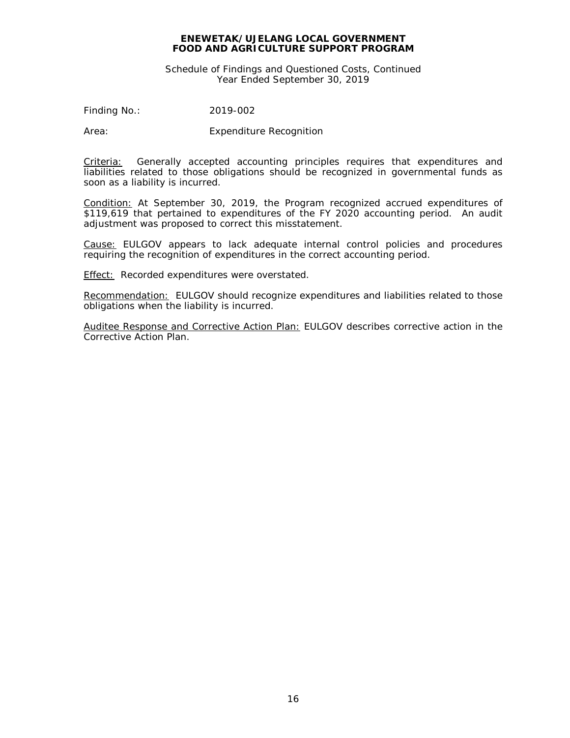**ENEWETAK/UJELANG LOCAL GOVERNMENT**
**FOOD AND AGRICULTURE SUPPORT PROGRAM**

Schedule of Findings and Questioned Costs, Continued
Year Ended September 30, 2019

Finding No.: 2019-002

Area: Expenditure Recognition

Criteria: Generally accepted accounting principles requires that expenditures and liabilities related to those obligations should be recognized in governmental funds as soon as a liability is incurred.

Condition: At September 30, 2019, the Program recognized accrued expenditures of $119,619 that pertained to expenditures of the FY 2020 accounting period. An audit adjustment was proposed to correct this misstatement.

Cause: EULGOV appears to lack adequate internal control policies and procedures requiring the recognition of expenditures in the correct accounting period.

Effect: Recorded expenditures were overstated.

Recommendation: EULGOV should recognize expenditures and liabilities related to those obligations when the liability is incurred.

Auditee Response and Corrective Action Plan: EULGOV describes corrective action in the Corrective Action Plan.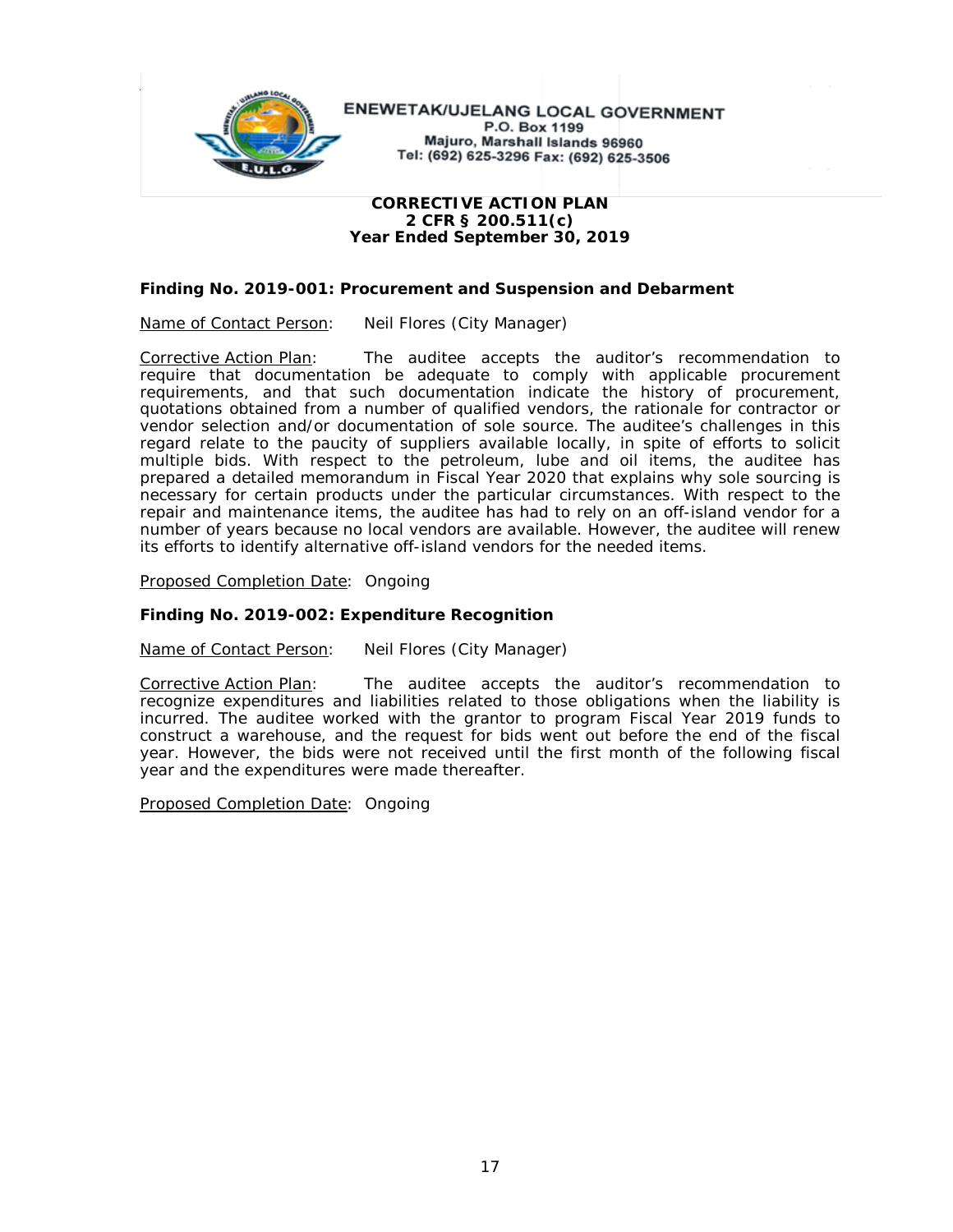ENEWETAK/UJELANG LOCAL GOVERNMENT
P.O. Box 1199
Majuro, Marshall Islands 96960
Tel: (692) 625-3296 Fax: (692) 625-3506

**CORRECTIVE ACTION PLAN**
**2 CFR § 200.511(c)**
**Year Ended September 30, 2019**

**Finding No. 2019-001: Procurement and Suspension and Debarment**

Name of Contact Person: Neil Flores (City Manager)

Corrective Action Plan: The auditee accepts the auditor's recommendation to require that documentation be adequate to comply with applicable procurement requirements, and that such documentation indicate the history of procurement, quotations obtained from a number of qualified vendors, the rationale for contractor or vendor selection and/or documentation of sole source. The auditee's challenges in this regard relate to the paucity of suppliers available locally, in spite of efforts to solicit multiple bids. With respect to the petroleum, lube and oil items, the auditee has prepared a detailed memorandum in Fiscal Year 2020 that explains why sole sourcing is necessary for certain products under the particular circumstances. With respect to the repair and maintenance items, the auditee has had to rely on an off-island vendor for a number of years because no local vendors are available. However, the auditee will renew its efforts to identify alternative off-island vendors for the needed items.

Proposed Completion Date: Ongoing

**Finding No. 2019-002: Expenditure Recognition**

Name of Contact Person: Neil Flores (City Manager)

Corrective Action Plan: The auditee accepts the auditor's recommendation to recognize expenditures and liabilities related to those obligations when the liability is incurred. The auditee worked with the grantor to program Fiscal Year 2019 funds to construct a warehouse, and the request for bids went out before the end of the fiscal year. However, the bids were not received until the first month of the following fiscal year and the expenditures were made thereafter.

Proposed Completion Date: Ongoing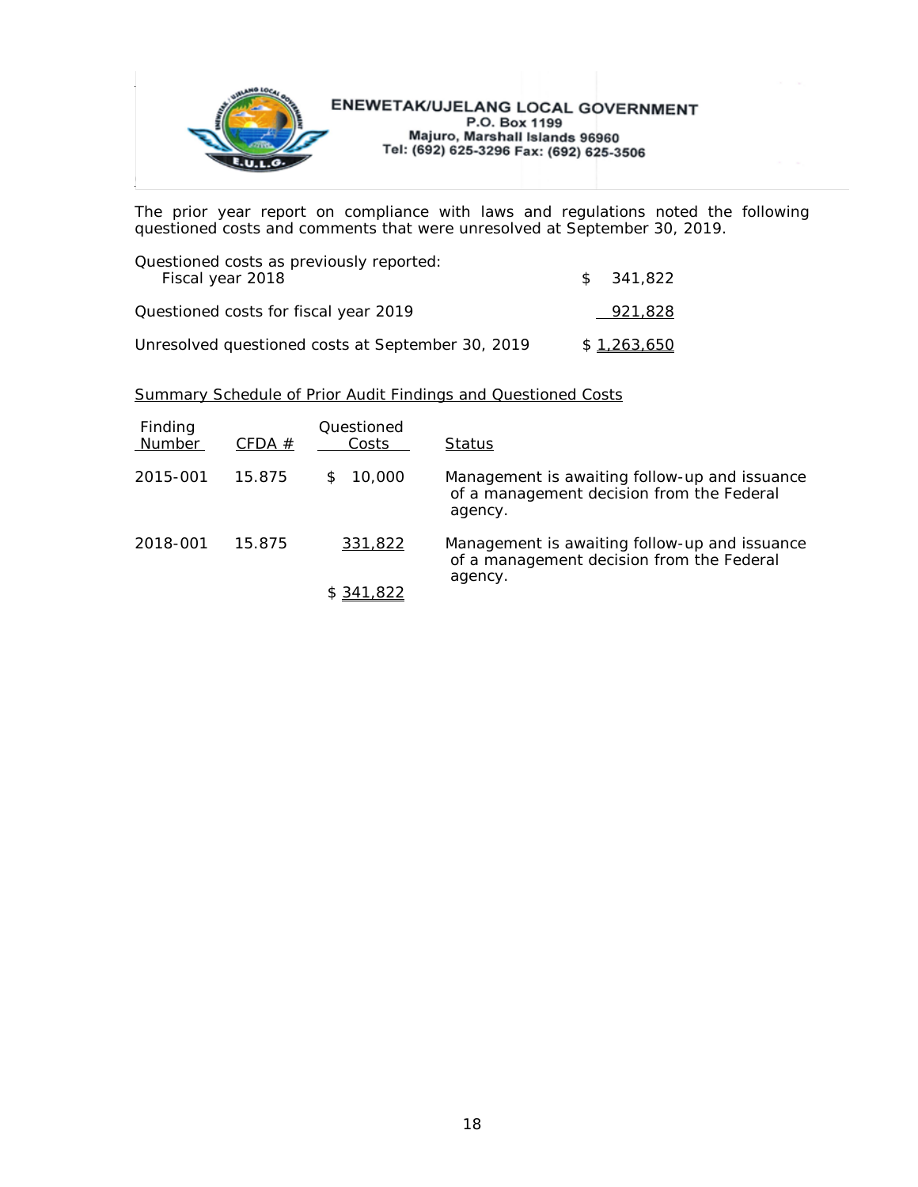ENEWETAK/UJELANG LOCAL GOVERNMENT
P.O. Box 1199
Majuro, Marshall Islands 96960
Tel: (692) 625-3296 Fax: (692) 625-3506

The prior year report on compliance with laws and regulations noted the following questioned costs and comments that were unresolved at September 30, 2019.

| | |
|---|---|
| Questioned costs as previously reported: | |
| Fiscal year 2018 | $ 341,822 |
| Questioned costs for fiscal year 2019 | 921,828 |
| Unresolved questioned costs at September 30, 2019 | $ 1,263,650 |

Summary Schedule of Prior Audit Findings and Questioned Costs

| Finding Number | CFDA # | Questioned Costs | Status |
|---|---|---|---|
| 2015-001 | 15.875 | $ 10,000 | Management is awaiting follow-up and issuance of a management decision from the Federal agency. |
| 2018-001 | 15.875 | 331,822 | Management is awaiting follow-up and issuance of a management decision from the Federal agency. |
| | | $ 341,822 | |